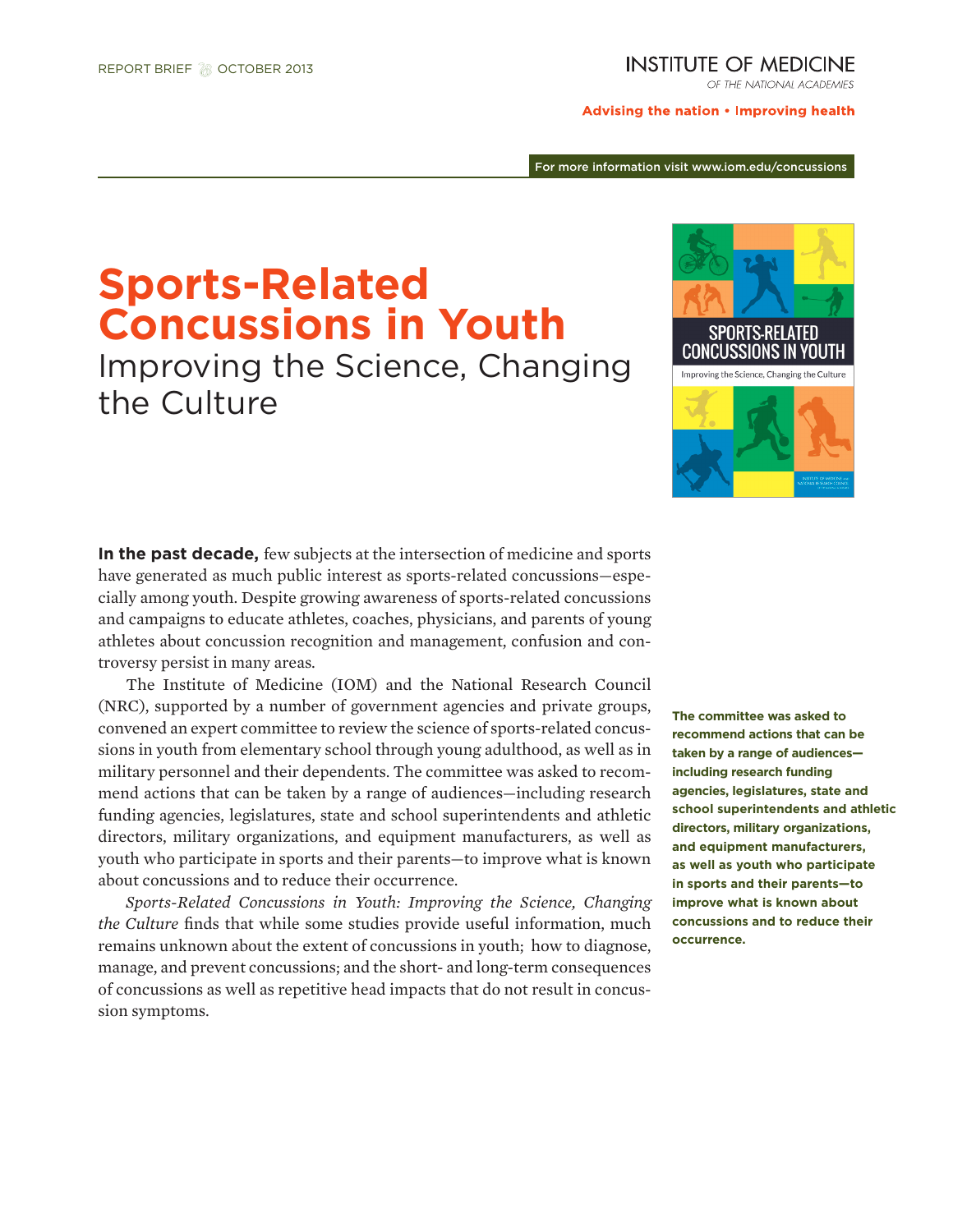REPORT BRIEF OCTOBER 2013

INSTITUTE OF MEDICINE
OF THE NATIONAL ACADEMIES

Advising the nation • Improving health

For more information visit www.iom.edu/concussions

# Sports-Related Concussions in Youth

## Improving the Science, Changing the Culture

**In the past decade,** few subjects at the intersection of medicine and sports have generated as much public interest as sports-related concussions—especially among youth. Despite growing awareness of sports-related concussions and campaigns to educate athletes, coaches, physicians, and parents of young athletes about concussion recognition and management, confusion and controversy persist in many areas.

The Institute of Medicine (IOM) and the National Research Council (NRC), supported by a number of government agencies and private groups, convened an expert committee to review the science of sports-related concussions in youth from elementary school through young adulthood, as well as in military personnel and their dependents. The committee was asked to recommend actions that can be taken by a range of audiences—including research funding agencies, legislatures, state and school superintendents and athletic directors, military organizations, and equipment manufacturers, as well as youth who participate in sports and their parents—to improve what is known about concussions and to reduce their occurrence.

**The committee was asked to recommend actions that can be taken by a range of audiences—including research funding agencies, legislatures, state and school superintendents and athletic directors, military organizations, and equipment manufacturers, as well as youth who participate in sports and their parents—to improve what is known about concussions and to reduce their occurrence.**

*Sports-Related Concussions in Youth: Improving the Science, Changing the Culture* finds that while some studies provide useful information, much remains unknown about the extent of concussions in youth; how to diagnose, manage, and prevent concussions; and the short- and long-term consequences of concussions as well as repetitive head impacts that do not result in concussion symptoms.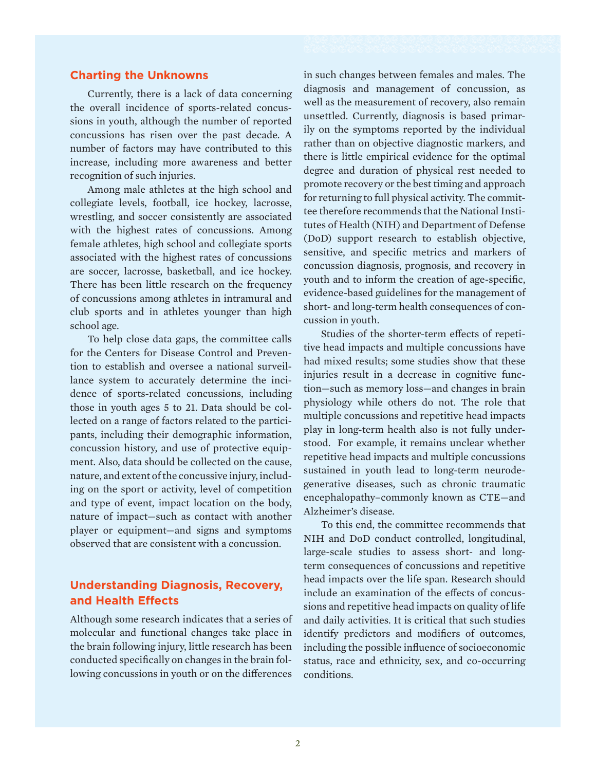## Charting the Unknowns

Currently, there is a lack of data concerning the overall incidence of sports-related concussions in youth, although the number of reported concussions has risen over the past decade. A number of factors may have contributed to this increase, including more awareness and better recognition of such injuries.

Among male athletes at the high school and collegiate levels, football, ice hockey, lacrosse, wrestling, and soccer consistently are associated with the highest rates of concussions. Among female athletes, high school and collegiate sports associated with the highest rates of concussions are soccer, lacrosse, basketball, and ice hockey. There has been little research on the frequency of concussions among athletes in intramural and club sports and in athletes younger than high school age.

To help close data gaps, the committee calls for the Centers for Disease Control and Prevention to establish and oversee a national surveillance system to accurately determine the incidence of sports-related concussions, including those in youth ages 5 to 21. Data should be collected on a range of factors related to the participants, including their demographic information, concussion history, and use of protective equipment. Also, data should be collected on the cause, nature, and extent of the concussive injury, including on the sport or activity, level of competition and type of event, impact location on the body, nature of impact—such as contact with another player or equipment—and signs and symptoms observed that are consistent with a concussion.

## Understanding Diagnosis, Recovery, and Health Effects

Although some research indicates that a series of molecular and functional changes take place in the brain following injury, little research has been conducted specifically on changes in the brain following concussions in youth or on the differences in such changes between females and males. The diagnosis and management of concussion, as well as the measurement of recovery, also remain unsettled. Currently, diagnosis is based primarily on the symptoms reported by the individual rather than on objective diagnostic markers, and there is little empirical evidence for the optimal degree and duration of physical rest needed to promote recovery or the best timing and approach for returning to full physical activity. The committee therefore recommends that the National Institutes of Health (NIH) and Department of Defense (DoD) support research to establish objective, sensitive, and specific metrics and markers of concussion diagnosis, prognosis, and recovery in youth and to inform the creation of age-specific, evidence-based guidelines for the management of short- and long-term health consequences of concussion in youth.

Studies of the shorter-term effects of repetitive head impacts and multiple concussions have had mixed results; some studies show that these injuries result in a decrease in cognitive function—such as memory loss—and changes in brain physiology while others do not. The role that multiple concussions and repetitive head impacts play in long-term health also is not fully understood. For example, it remains unclear whether repetitive head impacts and multiple concussions sustained in youth lead to long-term neurodegenerative diseases, such as chronic traumatic encephalopathy–commonly known as CTE—and Alzheimer's disease.

To this end, the committee recommends that NIH and DoD conduct controlled, longitudinal, large-scale studies to assess short- and long-term consequences of concussions and repetitive head impacts over the life span. Research should include an examination of the effects of concussions and repetitive head impacts on quality of life and daily activities. It is critical that such studies identify predictors and modifiers of outcomes, including the possible influence of socioeconomic status, race and ethnicity, sex, and co-occurring conditions.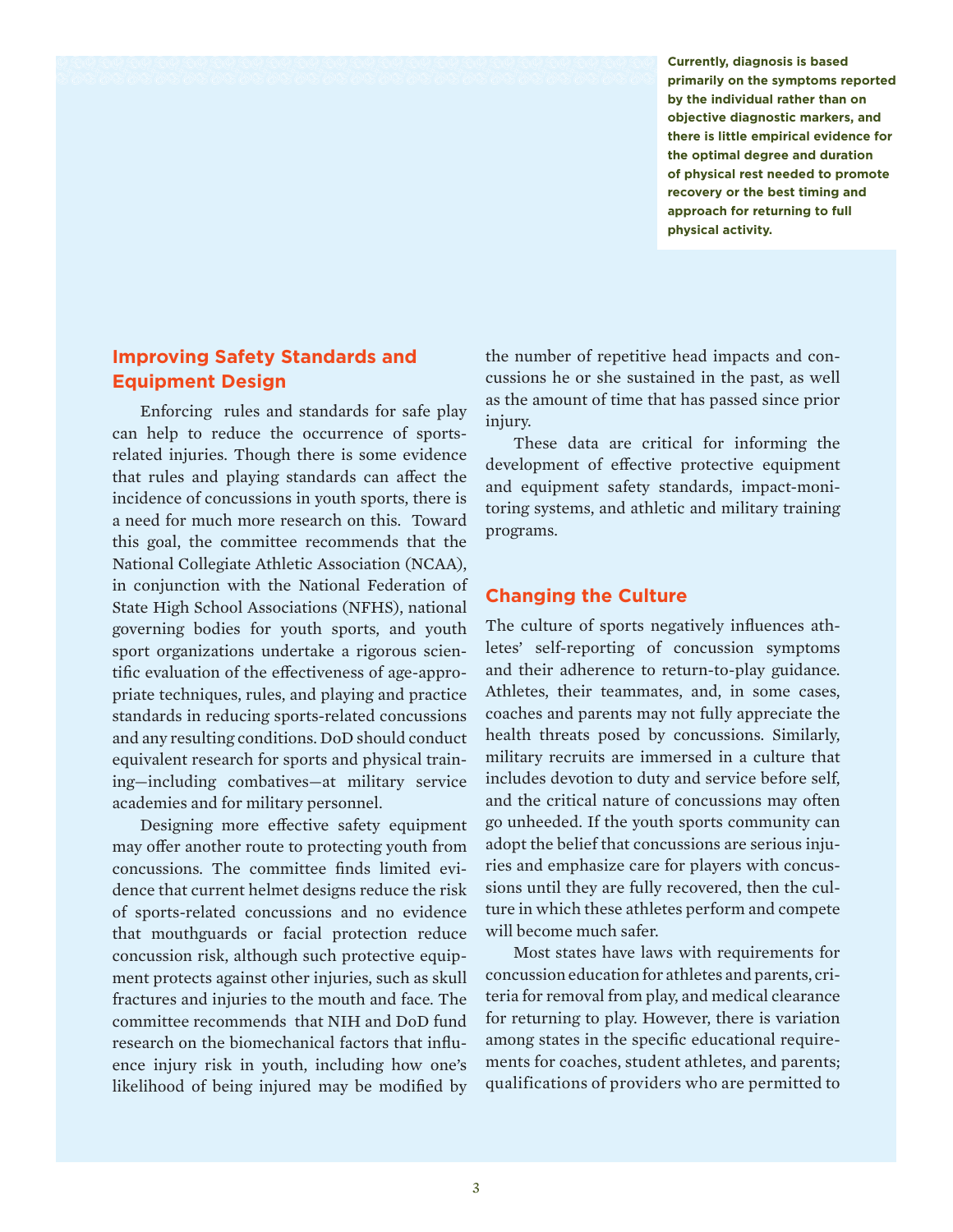**Currently, diagnosis is based primarily on the symptoms reported by the individual rather than on objective diagnostic markers, and there is little empirical evidence for the optimal degree and duration of physical rest needed to promote recovery or the best timing and approach for returning to full physical activity.**

## Improving Safety Standards and Equipment Design

Enforcing rules and standards for safe play can help to reduce the occurrence of sports-related injuries. Though there is some evidence that rules and playing standards can affect the incidence of concussions in youth sports, there is a need for much more research on this. Toward this goal, the committee recommends that the National Collegiate Athletic Association (NCAA), in conjunction with the National Federation of State High School Associations (NFHS), national governing bodies for youth sports, and youth sport organizations undertake a rigorous scientific evaluation of the effectiveness of age-appropriate techniques, rules, and playing and practice standards in reducing sports-related concussions and any resulting conditions. DoD should conduct equivalent research for sports and physical training—including combatives—at military service academies and for military personnel.

Designing more effective safety equipment may offer another route to protecting youth from concussions. The committee finds limited evidence that current helmet designs reduce the risk of sports-related concussions and no evidence that mouthguards or facial protection reduce concussion risk, although such protective equipment protects against other injuries, such as skull fractures and injuries to the mouth and face. The committee recommends that NIH and DoD fund research on the biomechanical factors that influence injury risk in youth, including how one's likelihood of being injured may be modified by the number of repetitive head impacts and concussions he or she sustained in the past, as well as the amount of time that has passed since prior injury.

These data are critical for informing the development of effective protective equipment and equipment safety standards, impact-monitoring systems, and athletic and military training programs.

## Changing the Culture

The culture of sports negatively influences athletes' self-reporting of concussion symptoms and their adherence to return-to-play guidance. Athletes, their teammates, and, in some cases, coaches and parents may not fully appreciate the health threats posed by concussions. Similarly, military recruits are immersed in a culture that includes devotion to duty and service before self, and the critical nature of concussions may often go unheeded. If the youth sports community can adopt the belief that concussions are serious injuries and emphasize care for players with concussions until they are fully recovered, then the culture in which these athletes perform and compete will become much safer.

Most states have laws with requirements for concussion education for athletes and parents, criteria for removal from play, and medical clearance for returning to play. However, there is variation among states in the specific educational requirements for coaches, student athletes, and parents; qualifications of providers who are permitted to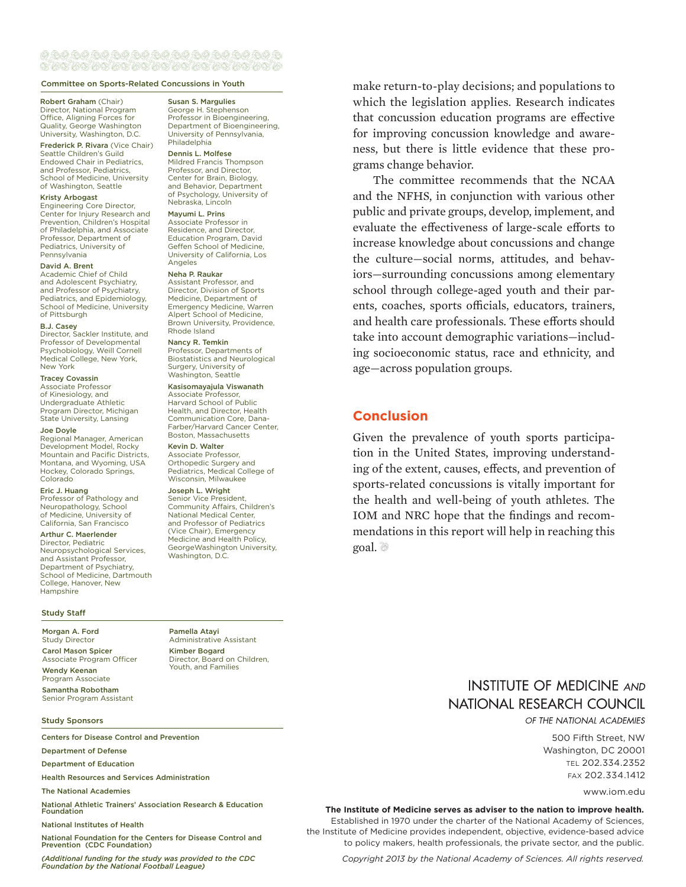make return-to-play decisions; and populations to which the legislation applies. Research indicates that concussion education programs are effective for improving concussion knowledge and awareness, but there is little evidence that these programs change behavior.

The committee recommends that the NCAA and the NFHS, in conjunction with various other public and private groups, develop, implement, and evaluate the effectiveness of large-scale efforts to increase knowledge about concussions and change the culture—social norms, attitudes, and behaviors—surrounding concussions among elementary school through college-aged youth and their parents, coaches, sports officials, educators, trainers, and health care professionals. These efforts should take into account demographic variations—including socioeconomic status, race and ethnicity, and age—across population groups.

## Conclusion

Given the prevalence of youth sports participation in the United States, improving understanding of the extent, causes, effects, and prevention of sports-related concussions is vitally important for the health and well-being of youth athletes. The IOM and NRC hope that the findings and recommendations in this report will help in reaching this goal.

### Committee on Sports-Related Concussions in Youth

**Robert Graham** (Chair)
Director, National Program Office, Aligning Forces for Quality, George Washington University, Washington, D.C.

**Frederick P. Rivara** (Vice Chair)
Seattle Children's Guild Endowed Chair in Pediatrics, and Professor, Pediatrics, School of Medicine, University of Washington, Seattle

**Kristy Arbogast**
Engineering Core Director, Center for Injury Research and Prevention, Children's Hospital of Philadelphia, and Associate Professor, Department of Pediatrics, University of Pennsylvania

**David A. Brent**
Academic Chief of Child and Adolescent Psychiatry, and Professor of Psychiatry, Pediatrics, and Epidemiology, School of Medicine, University of Pittsburgh

**B.J. Casey**
Director, Sackler Institute, and Professor of Developmental Psychobiology, Weill Cornell Medical College, New York, New York

**Tracey Covassin**
Associate Professor of Kinesiology, and Undergraduate Athletic Program Director, Michigan State University, Lansing

**Joe Doyle**
Regional Manager, American Development Model, Rocky Mountain and Pacific Districts, Montana, and Wyoming, USA Hockey, Colorado Springs, Colorado

**Eric J. Huang**
Professor of Pathology and Neuropathology, School of Medicine, University of California, San Francisco

**Arthur C. Maerlender**
Director, Pediatric Neuropsychological Services, and Assistant Professor, Department of Psychiatry, School of Medicine, Dartmouth College, Hanover, New Hampshire

**Susan S. Margulies**
George H. Stephenson Professor in Bioengineering, Department of Bioengineering, University of Pennsylvania, Philadelphia

**Dennis L. Molfese**
Mildred Francis Thompson Professor, and Director, Center for Brain, Biology, and Behavior, Department of Psychology, University of Nebraska, Lincoln

**Mayumi L. Prins**
Associate Professor in Residence, and Director, Education Program, David Geffen School of Medicine, University of California, Los Angeles

**Neha P. Raukar**
Assistant Professor, and Director, Division of Sports Medicine, Department of Emergency Medicine, Warren Alpert School of Medicine, Brown University, Providence, Rhode Island

**Nancy R. Temkin**
Professor, Departments of Biostatistics and Neurological Surgery, University of Washington, Seattle

**Kasisomayajula Viswanath**
Associate Professor, Harvard School of Public Health, and Director, Health Communication Core, Dana-Farber/Harvard Cancer Center, Boston, Massachusetts

**Kevin D. Walter**
Associate Professor, Orthopedic Surgery and Pediatrics, Medical College of Wisconsin, Milwaukee

**Joseph L. Wright**
Senior Vice President, Community Affairs, Children's National Medical Center, and Professor of Pediatrics (Vice Chair), Emergency Medicine and Health Policy, GeorgeWashington University, Washington, D.C.

### Study Staff

**Morgan A. Ford**
Study Director

**Carol Mason Spicer**
Associate Program Officer

**Wendy Keenan**
Program Associate

**Samantha Robotham**
Senior Program Assistant

**Pamella Atayi**
Administrative Assistant

**Kimber Bogard**
Director, Board on Children, Youth, and Families

### Study Sponsors

Centers for Disease Control and Prevention

Department of Defense

Department of Education

Health Resources and Services Administration

The National Academies

National Athletic Trainers' Association Research & Education Foundation

National Institutes of Health

National Foundation for the Centers for Disease Control and Prevention (CDC Foundation)

*(Additional funding for the study was provided to the CDC Foundation by the National Football League)*

INSTITUTE OF MEDICINE *AND* NATIONAL RESEARCH COUNCIL
*OF THE NATIONAL ACADEMIES*

500 Fifth Street, NW
Washington, DC 20001
TEL 202.334.2352
FAX 202.334.1412

www.iom.edu

**The Institute of Medicine serves as adviser to the nation to improve health.**
Established in 1970 under the charter of the National Academy of Sciences, the Institute of Medicine provides independent, objective, evidence-based advice to policy makers, health professionals, the private sector, and the public.

*Copyright 2013 by the National Academy of Sciences. All rights reserved.*